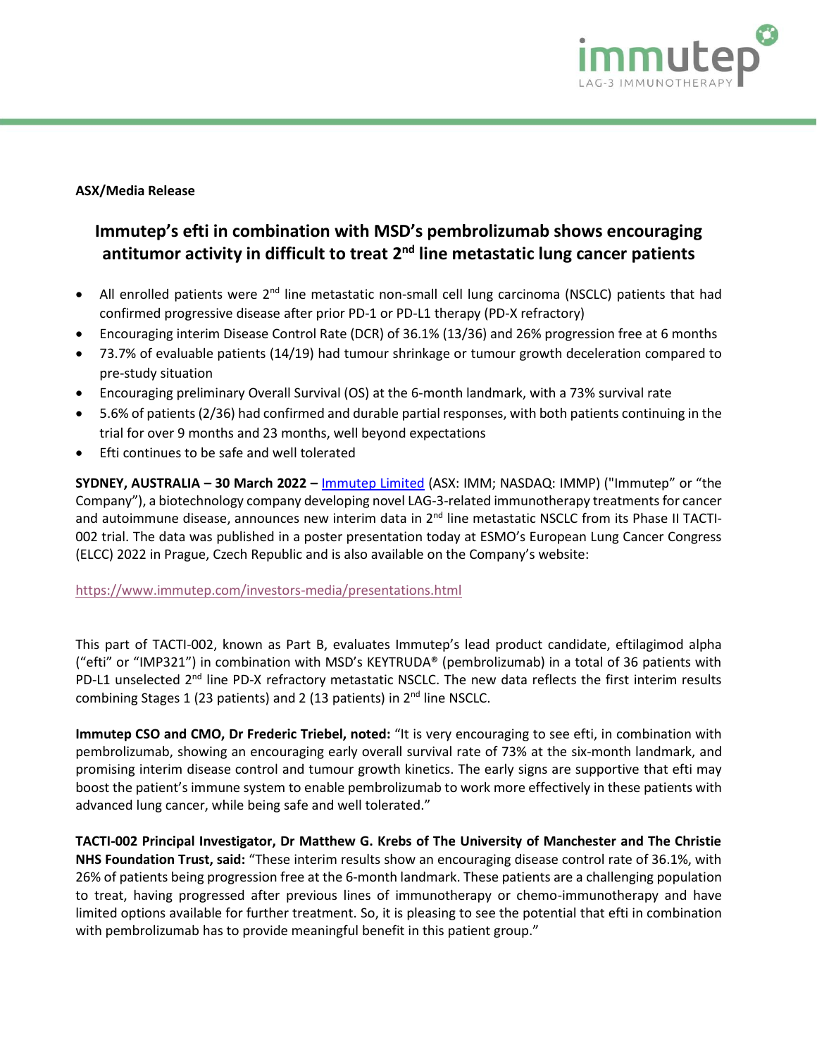**ASX/Media Release**

# Immutep's efti in combination with MSD's pembrolizumab shows encouraging antitumor activity in difficult to treat 2nd line metastatic lung cancer patients

- All enrolled patients were 2nd line metastatic non-small cell lung carcinoma (NSCLC) patients that had confirmed progressive disease after prior PD-1 or PD-L1 therapy (PD-X refractory)
- Encouraging interim Disease Control Rate (DCR) of 36.1% (13/36) and 26% progression free at 6 months
- 73.7% of evaluable patients (14/19) had tumour shrinkage or tumour growth deceleration compared to pre-study situation
- Encouraging preliminary Overall Survival (OS) at the 6-month landmark, with a 73% survival rate
- 5.6% of patients (2/36) had confirmed and durable partial responses, with both patients continuing in the trial for over 9 months and 23 months, well beyond expectations
- Efti continues to be safe and well tolerated

**SYDNEY, AUSTRALIA – 30 March 2022 –** Immutep Limited (ASX: IMM; NASDAQ: IMMP) ("Immutep" or "the Company"), a biotechnology company developing novel LAG-3-related immunotherapy treatments for cancer and autoimmune disease, announces new interim data in 2nd line metastatic NSCLC from its Phase II TACTI-002 trial. The data was published in a poster presentation today at ESMO's European Lung Cancer Congress (ELCC) 2022 in Prague, Czech Republic and is also available on the Company's website:

https://www.immutep.com/investors-media/presentations.html

This part of TACTI-002, known as Part B, evaluates Immutep's lead product candidate, eftilagimod alpha ("efti" or "IMP321") in combination with MSD's KEYTRUDA® (pembrolizumab) in a total of 36 patients with PD-L1 unselected 2nd line PD-X refractory metastatic NSCLC. The new data reflects the first interim results combining Stages 1 (23 patients) and 2 (13 patients) in 2nd line NSCLC.

**Immutep CSO and CMO, Dr Frederic Triebel, noted:** "It is very encouraging to see efti, in combination with pembrolizumab, showing an encouraging early overall survival rate of 73% at the six-month landmark, and promising interim disease control and tumour growth kinetics. The early signs are supportive that efti may boost the patient's immune system to enable pembrolizumab to work more effectively in these patients with advanced lung cancer, while being safe and well tolerated."

**TACTI-002 Principal Investigator, Dr Matthew G. Krebs of The University of Manchester and The Christie NHS Foundation Trust, said:** "These interim results show an encouraging disease control rate of 36.1%, with 26% of patients being progression free at the 6-month landmark. These patients are a challenging population to treat, having progressed after previous lines of immunotherapy or chemo-immunotherapy and have limited options available for further treatment. So, it is pleasing to see the potential that efti in combination with pembrolizumab has to provide meaningful benefit in this patient group."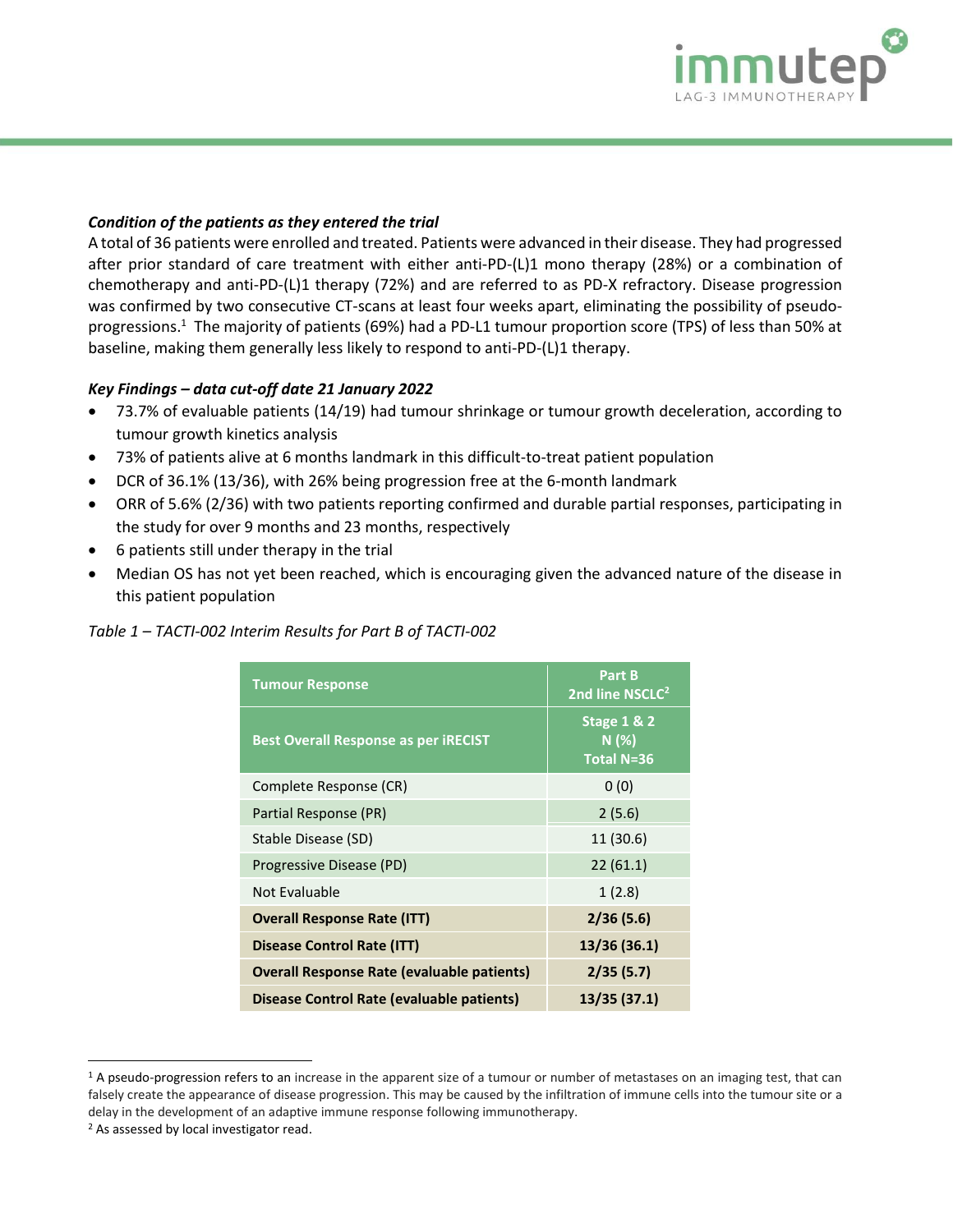***Condition of the patients as they entered the trial***

A total of 36 patients were enrolled and treated. Patients were advanced in their disease. They had progressed after prior standard of care treatment with either anti-PD-(L)1 mono therapy (28%) or a combination of chemotherapy and anti-PD-(L)1 therapy (72%) and are referred to as PD-X refractory. Disease progression was confirmed by two consecutive CT-scans at least four weeks apart, eliminating the possibility of pseudo-progressions.[1] The majority of patients (69%) had a PD-L1 tumour proportion score (TPS) of less than 50% at baseline, making them generally less likely to respond to anti-PD-(L)1 therapy.

***Key Findings – data cut-off date 21 January 2022***

- 73.7% of evaluable patients (14/19) had tumour shrinkage or tumour growth deceleration, according to tumour growth kinetics analysis
- 73% of patients alive at 6 months landmark in this difficult-to-treat patient population
- DCR of 36.1% (13/36), with 26% being progression free at the 6-month landmark
- ORR of 5.6% (2/36) with two patients reporting confirmed and durable partial responses, participating in the study for over 9 months and 23 months, respectively
- 6 patients still under therapy in the trial
- Median OS has not yet been reached, which is encouraging given the advanced nature of the disease in this patient population

*Table 1 – TACTI-002 Interim Results for Part B of TACTI-002*

| Tumour Response | Part B 2nd line NSCLC[2] |
|---|---|
| **Best Overall Response as per iRECIST** | **Stage 1 & 2 N (%) Total N=36** |
| Complete Response (CR) | 0 (0) |
| Partial Response (PR) | 2 (5.6) |
| Stable Disease (SD) | 11 (30.6) |
| Progressive Disease (PD) | 22 (61.1) |
| Not Evaluable | 1 (2.8) |
| **Overall Response Rate (ITT)** | **2/36 (5.6)** |
| **Disease Control Rate (ITT)** | **13/36 (36.1)** |
| **Overall Response Rate (evaluable patients)** | **2/35 (5.7)** |
| **Disease Control Rate (evaluable patients)** | **13/35 (37.1)** |

[1] A pseudo-progression refers to an increase in the apparent size of a tumour or number of metastases on an imaging test, that can falsely create the appearance of disease progression. This may be caused by the infiltration of immune cells into the tumour site or a delay in the development of an adaptive immune response following immunotherapy.

[2] As assessed by local investigator read.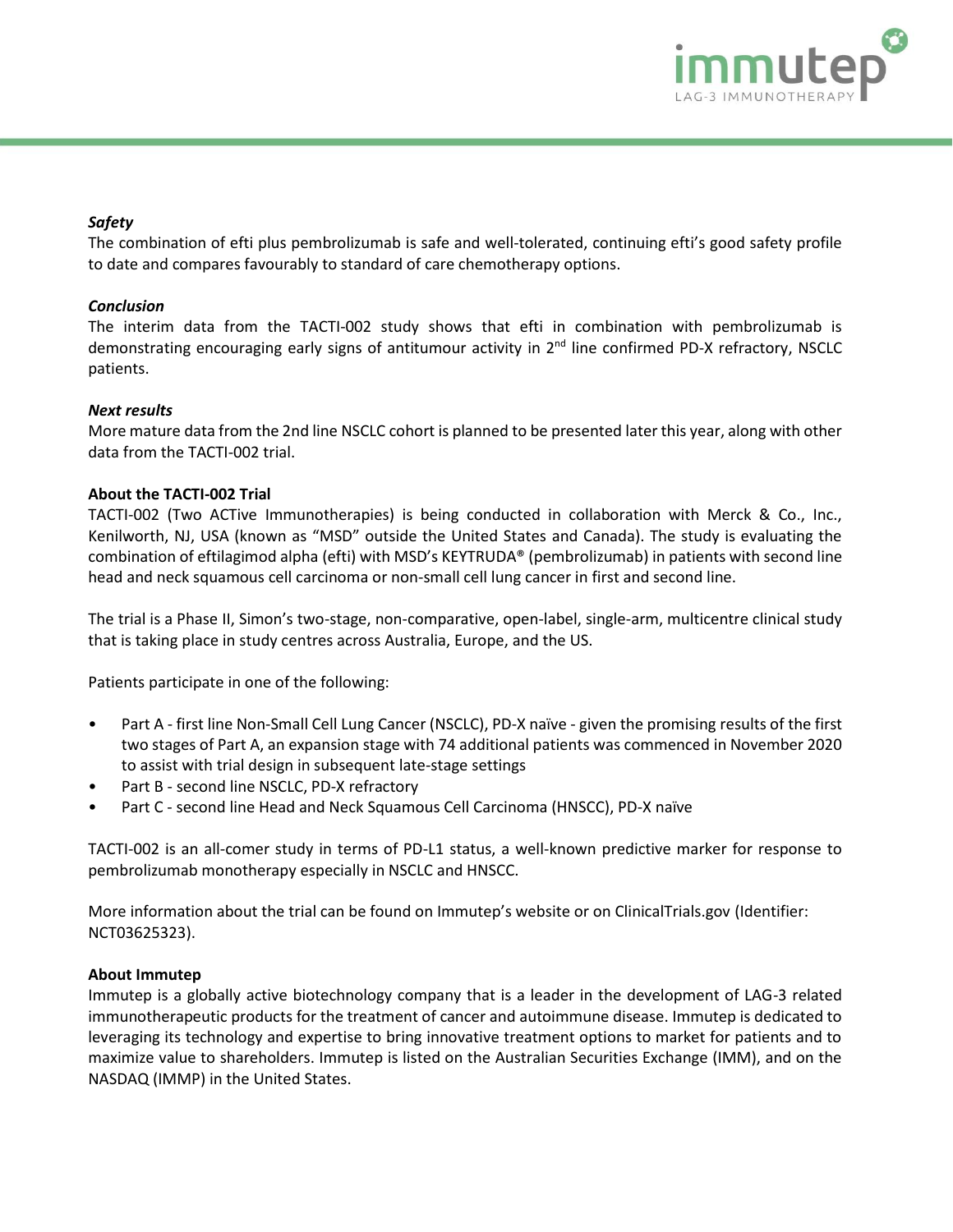***Safety***

The combination of efti plus pembrolizumab is safe and well-tolerated, continuing efti's good safety profile to date and compares favourably to standard of care chemotherapy options.

***Conclusion***

The interim data from the TACTI-002 study shows that efti in combination with pembrolizumab is demonstrating encouraging early signs of antitumour activity in 2nd line confirmed PD-X refractory, NSCLC patients.

***Next results***

More mature data from the 2nd line NSCLC cohort is planned to be presented later this year, along with other data from the TACTI-002 trial.

**About the TACTI-002 Trial**

TACTI-002 (Two ACTive Immunotherapies) is being conducted in collaboration with Merck & Co., Inc., Kenilworth, NJ, USA (known as "MSD" outside the United States and Canada). The study is evaluating the combination of eftilagimod alpha (efti) with MSD's KEYTRUDA® (pembrolizumab) in patients with second line head and neck squamous cell carcinoma or non-small cell lung cancer in first and second line.

The trial is a Phase II, Simon's two-stage, non-comparative, open-label, single-arm, multicentre clinical study that is taking place in study centres across Australia, Europe, and the US.

Patients participate in one of the following:

- Part A - first line Non-Small Cell Lung Cancer (NSCLC), PD-X naïve - given the promising results of the first two stages of Part A, an expansion stage with 74 additional patients was commenced in November 2020 to assist with trial design in subsequent late-stage settings
- Part B - second line NSCLC, PD-X refractory
- Part C - second line Head and Neck Squamous Cell Carcinoma (HNSCC), PD-X naïve

TACTI-002 is an all-comer study in terms of PD-L1 status, a well-known predictive marker for response to pembrolizumab monotherapy especially in NSCLC and HNSCC.

More information about the trial can be found on Immutep's website or on ClinicalTrials.gov (Identifier: NCT03625323).

**About Immutep**

Immutep is a globally active biotechnology company that is a leader in the development of LAG-3 related immunotherapeutic products for the treatment of cancer and autoimmune disease. Immutep is dedicated to leveraging its technology and expertise to bring innovative treatment options to market for patients and to maximize value to shareholders. Immutep is listed on the Australian Securities Exchange (IMM), and on the NASDAQ (IMMP) in the United States.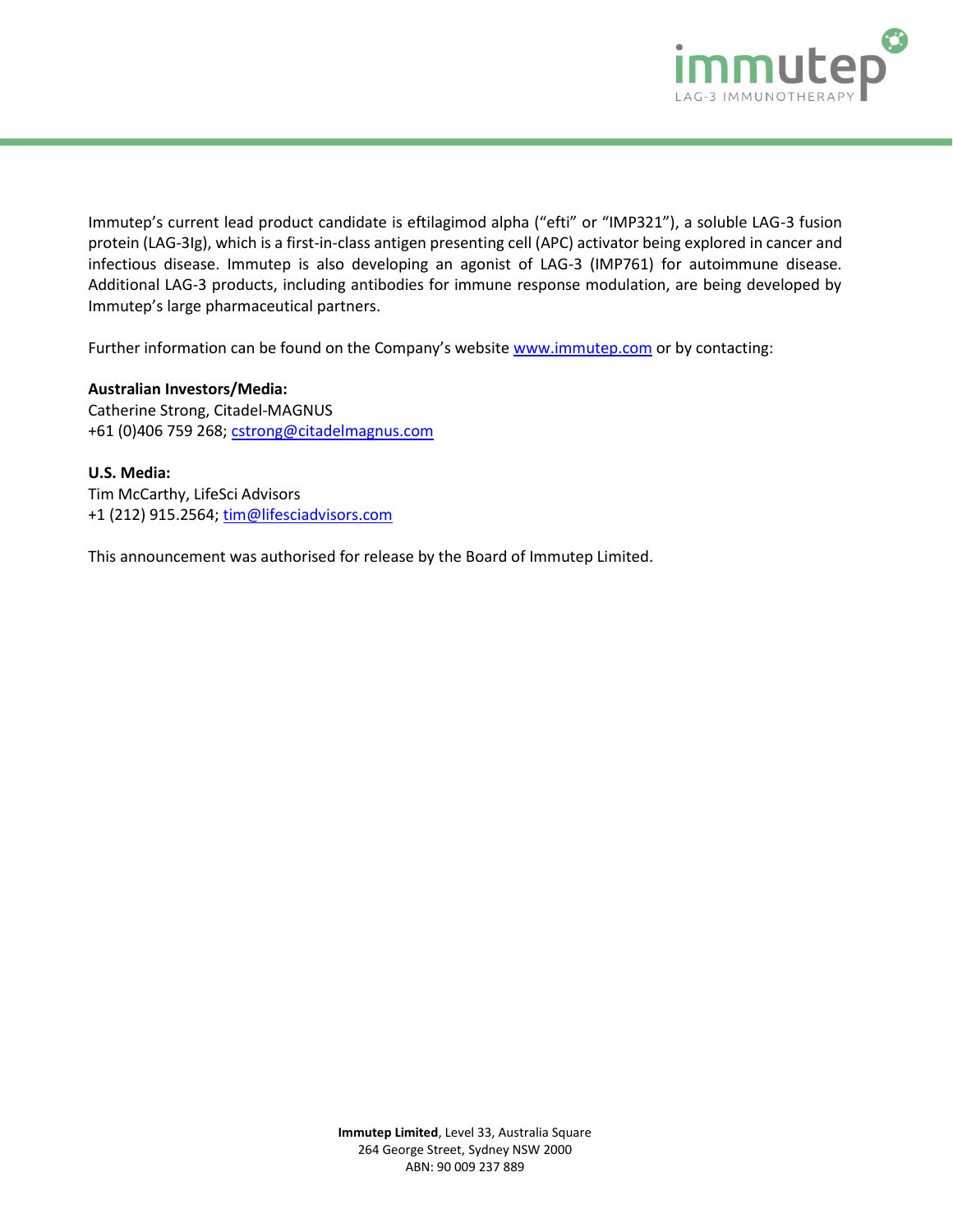Immutep's current lead product candidate is eftilagimod alpha ("efti" or "IMP321"), a soluble LAG-3 fusion protein (LAG-3Ig), which is a first-in-class antigen presenting cell (APC) activator being explored in cancer and infectious disease. Immutep is also developing an agonist of LAG-3 (IMP761) for autoimmune disease. Additional LAG-3 products, including antibodies for immune response modulation, are being developed by Immutep's large pharmaceutical partners.

Further information can be found on the Company's website www.immutep.com or by contacting:

**Australian Investors/Media:**
Catherine Strong, Citadel-MAGNUS
+61 (0)406 759 268; cstrong@citadelmagnus.com

**U.S. Media:**
Tim McCarthy, LifeSci Advisors
+1 (212) 915.2564; tim@lifesciadvisors.com

This announcement was authorised for release by the Board of Immutep Limited.